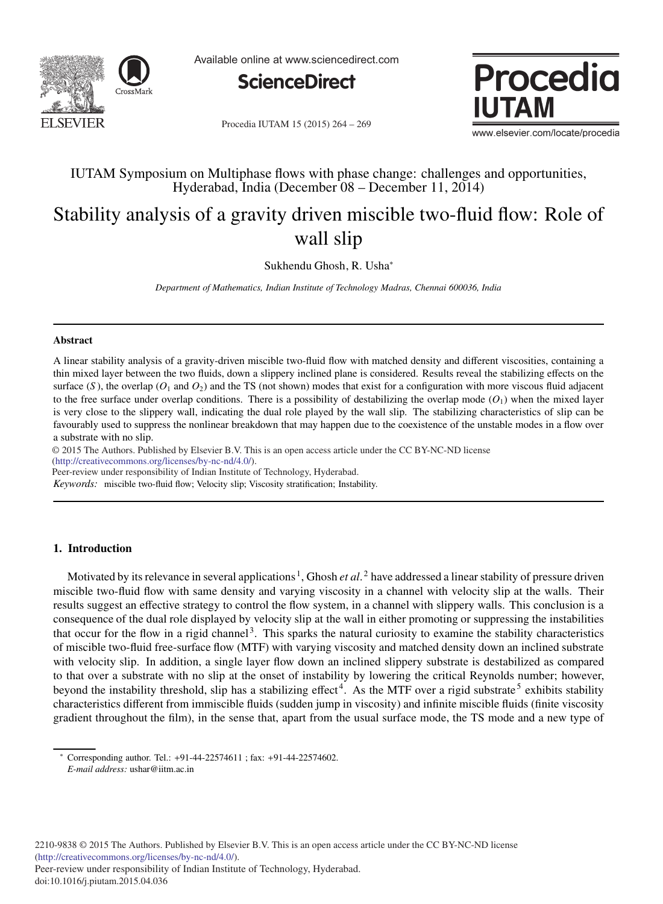IUTAM Symposium on Multiphase flows with phase change: challenges and opportunities, Hyderabad, India (December 08 – December 11, 2014)

# Stability analysis of a gravity driven miscible two-fluid flow: Role of wall slip

Sukhendu Ghosh, R. Usha*

*Department of Mathematics, Indian Institute of Technology Madras, Chennai 600036, India*

---

### Abstract

A linear stability analysis of a gravity-driven miscible two-fluid flow with matched density and different viscosities, containing a thin mixed layer between the two fluids, down a slippery inclined plane is considered. Results reveal the stabilizing effects on the surface ($S$), the overlap ($O_1$ and $O_2$) and the TS (not shown) modes that exist for a configuration with more viscous fluid adjacent to the free surface under overlap conditions. There is a possibility of destabilizing the overlap mode ($O_1$) when the mixed layer is very close to the slippery wall, indicating the dual role played by the wall slip. The stabilizing characteristics of slip can be favourably used to suppress the nonlinear breakdown that may happen due to the coexistence of the unstable modes in a flow over a substrate with no slip.

© 2015 The Authors. Published by Elsevier B.V. This is an open access article under the CC BY-NC-ND license (http://creativecommons.org/licenses/by-nc-nd/4.0/).

Peer-review under responsibility of Indian Institute of Technology, Hyderabad.

*Keywords:* miscible two-fluid flow; Velocity slip; Viscosity stratification; Instability.

---

## 1. Introduction

Motivated by its relevance in several applications[1], Ghosh *et al.*[2] have addressed a linear stability of pressure driven miscible two-fluid flow with same density and varying viscosity in a channel with velocity slip at the walls. Their results suggest an effective strategy to control the flow system, in a channel with slippery walls. This conclusion is a consequence of the dual role displayed by velocity slip at the wall in either promoting or suppressing the instabilities that occur for the flow in a rigid channel[3]. This sparks the natural curiosity to examine the stability characteristics of miscible two-fluid free-surface flow (MTF) with varying viscosity and matched density down an inclined substrate with velocity slip. In addition, a single layer flow down an inclined slippery substrate is destabilized as compared to that over a substrate with no slip at the onset of instability by lowering the critical Reynolds number; however, beyond the instability threshold, slip has a stabilizing effect[4]. As the MTF over a rigid substrate[5] exhibits stability characteristics different from immiscible fluids (sudden jump in viscosity) and infinite miscible fluids (finite viscosity gradient throughout the film), in the sense that, apart from the usual surface mode, the TS mode and a new type of

---

* Corresponding author. Tel.: +91-44-22574611 ; fax: +91-44-22574602.
*E-mail address:* ushar@iitm.ac.in

2210-9838 © 2015 The Authors. Published by Elsevier B.V. This is an open access article under the CC BY-NC-ND license (http://creativecommons.org/licenses/by-nc-nd/4.0/).
Peer-review under responsibility of Indian Institute of Technology, Hyderabad.
doi:10.1016/j.piutam.2015.04.036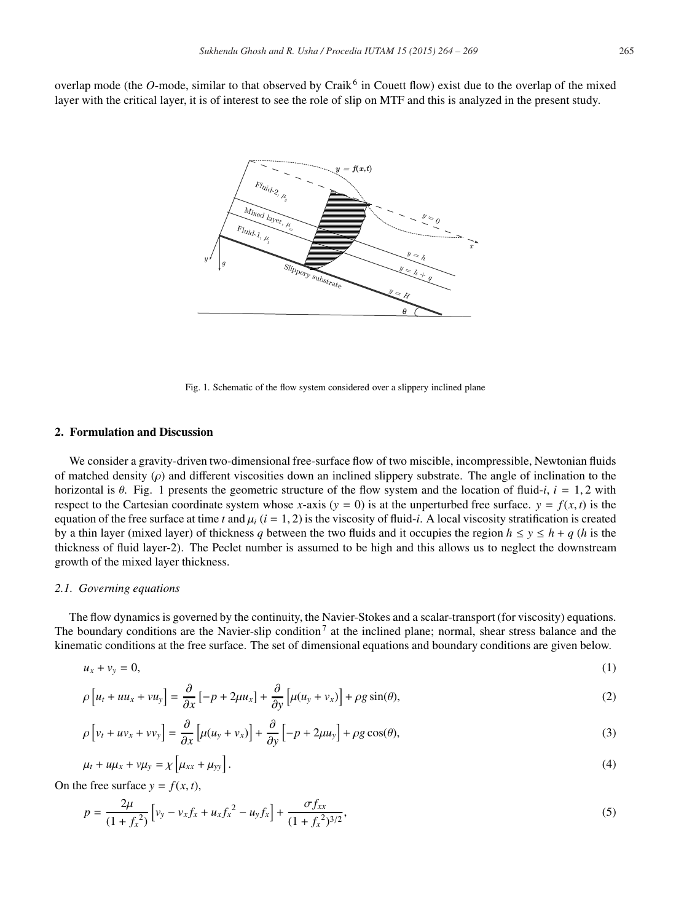overlap mode (the $O$-mode, similar to that observed by Craik[6] in Couett flow) exist due to the overlap of the mixed layer with the critical layer, it is of interest to see the role of slip on MTF and this is analyzed in the present study.

Fig. 1. Schematic of the flow system considered over a slippery inclined plane

## 2. Formulation and Discussion

We consider a gravity-driven two-dimensional free-surface flow of two miscible, incompressible, Newtonian fluids of matched density ($\rho$) and different viscosities down an inclined slippery substrate. The angle of inclination to the horizontal is $\theta$. Fig. 1 presents the geometric structure of the flow system and the location of fluid-$i$, $i = 1, 2$ with respect to the Cartesian coordinate system whose $x$-axis ($y = 0$) is at the unperturbed free surface. $y = f(x, t)$ is the equation of the free surface at time $t$ and $\mu_i$ ($i = 1, 2$) is the viscosity of fluid-$i$. A local viscosity stratification is created by a thin layer (mixed layer) of thickness $q$ between the two fluids and it occupies the region $h \leq y \leq h + q$ ($h$ is the thickness of fluid layer-2). The Peclet number is assumed to be high and this allows us to neglect the downstream growth of the mixed layer thickness.

### 2.1. Governing equations

The flow dynamics is governed by the continuity, the Navier-Stokes and a scalar-transport (for viscosity) equations. The boundary conditions are the Navier-slip condition[7] at the inclined plane; normal, shear stress balance and the kinematic conditions at the free surface. The set of dimensional equations and boundary conditions are given below.

$$u_x + v_y = 0, \tag{1}$$

$$\rho\left[u_t + uu_x + vu_y\right] = \frac{\partial}{\partial x}\left[-p + 2\mu u_x\right] + \frac{\partial}{\partial y}\left[\mu(u_y + v_x)\right] + \rho g \sin(\theta), \tag{2}$$

$$\rho\left[v_t + uv_x + vv_y\right] = \frac{\partial}{\partial x}\left[\mu(u_y + v_x)\right] + \frac{\partial}{\partial y}\left[-p + 2\mu u_y\right] + \rho g \cos(\theta), \tag{3}$$

$$\mu_t + u\mu_x + v\mu_y = \chi\left[\mu_{xx} + \mu_{yy}\right]. \tag{4}$$

On the free surface $y = f(x, t)$,

$$p = \frac{2\mu}{(1 + {f_x}^2)}\left[v_y - v_x f_x + u_x {f_x}^2 - u_y f_x\right] + \frac{\sigma f_{xx}}{(1 + {f_x}^2)^{3/2}}, \tag{5}$$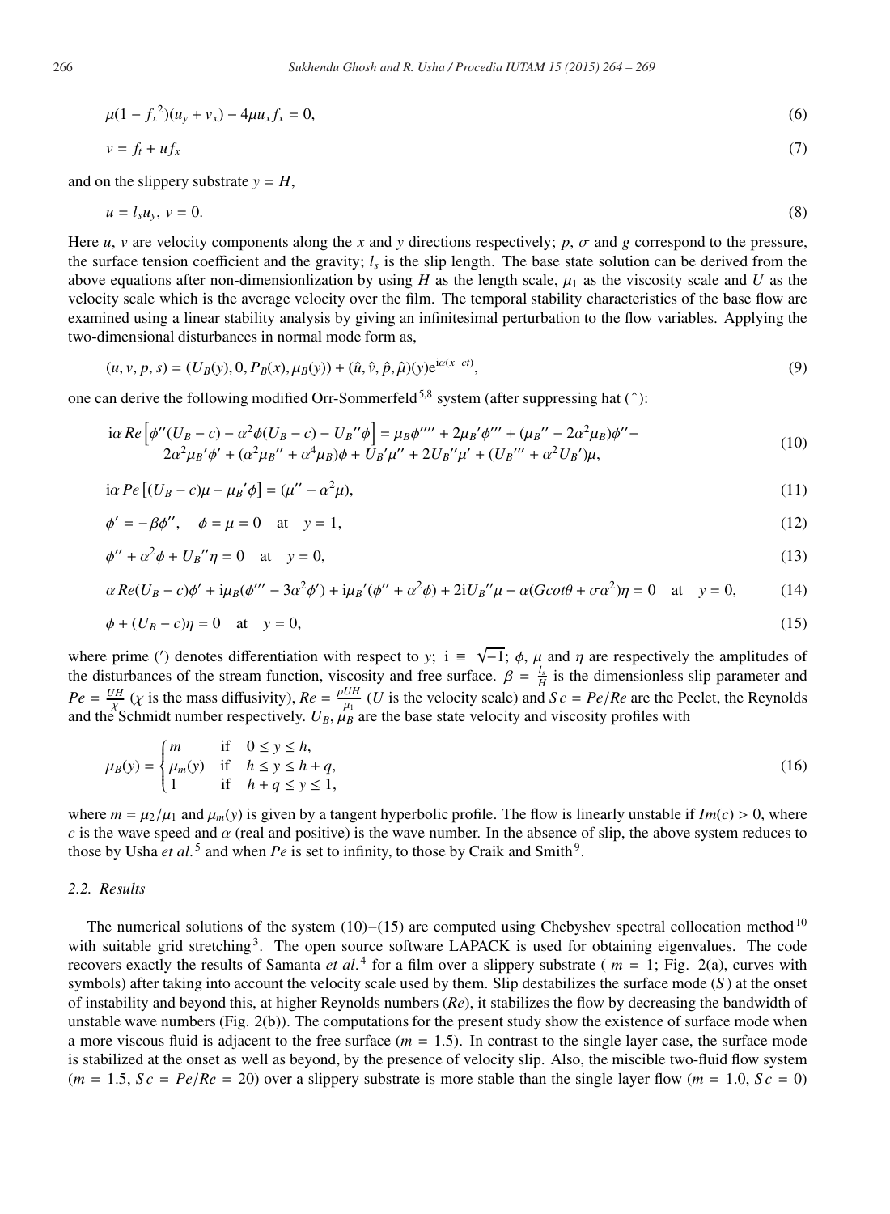$$\mu(1 - f_x^{\,2})(u_y + v_x) - 4\mu u_x f_x = 0, \tag{6}$$

$$v = f_t + u f_x \tag{7}$$

and on the slippery substrate $y = H$,

$$u = l_s u_y, \; v = 0. \tag{8}$$

Here $u$, $v$ are velocity components along the $x$ and $y$ directions respectively; $p$, $\sigma$ and $g$ correspond to the pressure, the surface tension coefficient and the gravity; $l_s$ is the slip length. The base state solution can be derived from the above equations after non-dimensionlization by using $H$ as the length scale, $\mu_1$ as the viscosity scale and $U$ as the velocity scale which is the average velocity over the film. The temporal stability characteristics of the base flow are examined using a linear stability analysis by giving an infinitesimal perturbation to the flow variables. Applying the two-dimensional disturbances in normal mode form as,

$$(u, v, p, s) = (U_B(y), 0, P_B(x), \mu_B(y)) + (\hat{u}, \hat{v}, \hat{p}, \hat{\mu})(y)e^{i\alpha(x-ct)}, \tag{9}$$

one can derive the following modified Orr-Sommerfeld[5,8] system (after suppressing hat ( $\hat{}$ )):

$$\begin{aligned} i\alpha\, Re\left[\phi''(U_B - c) - \alpha^2\phi(U_B - c) - U_B''\phi\right] &= \mu_B\phi'''' + 2\mu_B'\phi''' + (\mu_B'' - 2\alpha^2\mu_B)\phi'' - \\ &2\alpha^2\mu_B'\phi' + (\alpha^2\mu_B'' + \alpha^4\mu_B)\phi + U_B'\mu'' + 2U_B''\mu' + (U_B''' + \alpha^2 U_B')\mu, \end{aligned} \tag{10}$$

$$i\alpha\, Pe\left[(U_B - c)\mu - \mu_B'\phi\right] = (\mu'' - \alpha^2\mu), \tag{11}$$

$$\phi' = -\beta\phi'', \quad \phi = \mu = 0 \quad \text{at} \quad y = 1, \tag{12}$$

$$\phi'' + \alpha^2\phi + U_B''\eta = 0 \quad \text{at} \quad y = 0, \tag{13}$$

$$\alpha\, Re(U_B - c)\phi' + i\mu_B(\phi''' - 3\alpha^2\phi') + i\mu_B'(\phi'' + \alpha^2\phi) + 2iU_B''\mu - \alpha(G\cot\theta + \sigma\alpha^2)\eta = 0 \quad \text{at} \quad y = 0, \tag{14}$$

$$\phi + (U_B - c)\eta = 0 \quad \text{at} \quad y = 0, \tag{15}$$

where prime ($'$) denotes differentiation with respect to $y$; $i \equiv \sqrt{-1}$; $\phi$, $\mu$ and $\eta$ are respectively the amplitudes of the disturbances of the stream function, viscosity and free surface. $\beta = \frac{l_s}{H}$ is the dimensionless slip parameter and $Pe = \frac{UH}{\chi}$ ($\chi$ is the mass diffusivity), $Re = \frac{\rho UH}{\mu_1}$ ($U$ is the velocity scale) and $Sc = Pe/Re$ are the Peclet, the Reynolds and the Schmidt number respectively. $U_B$, $\mu_B$ are the base state velocity and viscosity profiles with

$$\mu_B(y) = \begin{cases} m & \text{if} \quad 0 \le y \le h, \\ \mu_m(y) & \text{if} \quad h \le y \le h + q, \\ 1 & \text{if} \quad h + q \le y \le 1, \end{cases} \tag{16}$$

where $m = \mu_2/\mu_1$ and $\mu_m(y)$ is given by a tangent hyperbolic profile. The flow is linearly unstable if $Im(c) > 0$, where $c$ is the wave speed and $\alpha$ (real and positive) is the wave number. In the absence of slip, the above system reduces to those by Usha *et al.*[5] and when $Pe$ is set to infinity, to those by Craik and Smith[9].

### 2.2. Results

The numerical solutions of the system (10)−(15) are computed using Chebyshev spectral collocation method[10] with suitable grid stretching[3]. The open source software LAPACK is used for obtaining eigenvalues. The code recovers exactly the results of Samanta *et al.*[4] for a film over a slippery substrate ( $m = 1$; Fig. 2(a), curves with symbols) after taking into account the velocity scale used by them. Slip destabilizes the surface mode ($S$) at the onset of instability and beyond this, at higher Reynolds numbers ($Re$), it stabilizes the flow by decreasing the bandwidth of unstable wave numbers (Fig. 2(b)). The computations for the present study show the existence of surface mode when a more viscous fluid is adjacent to the free surface ($m = 1.5$). In contrast to the single layer case, the surface mode is stabilized at the onset as well as beyond, by the presence of velocity slip. Also, the miscible two-fluid flow system ($m = 1.5$, $Sc = Pe/Re = 20$) over a slippery substrate is more stable than the single layer flow ($m = 1.0$, $Sc = 0$)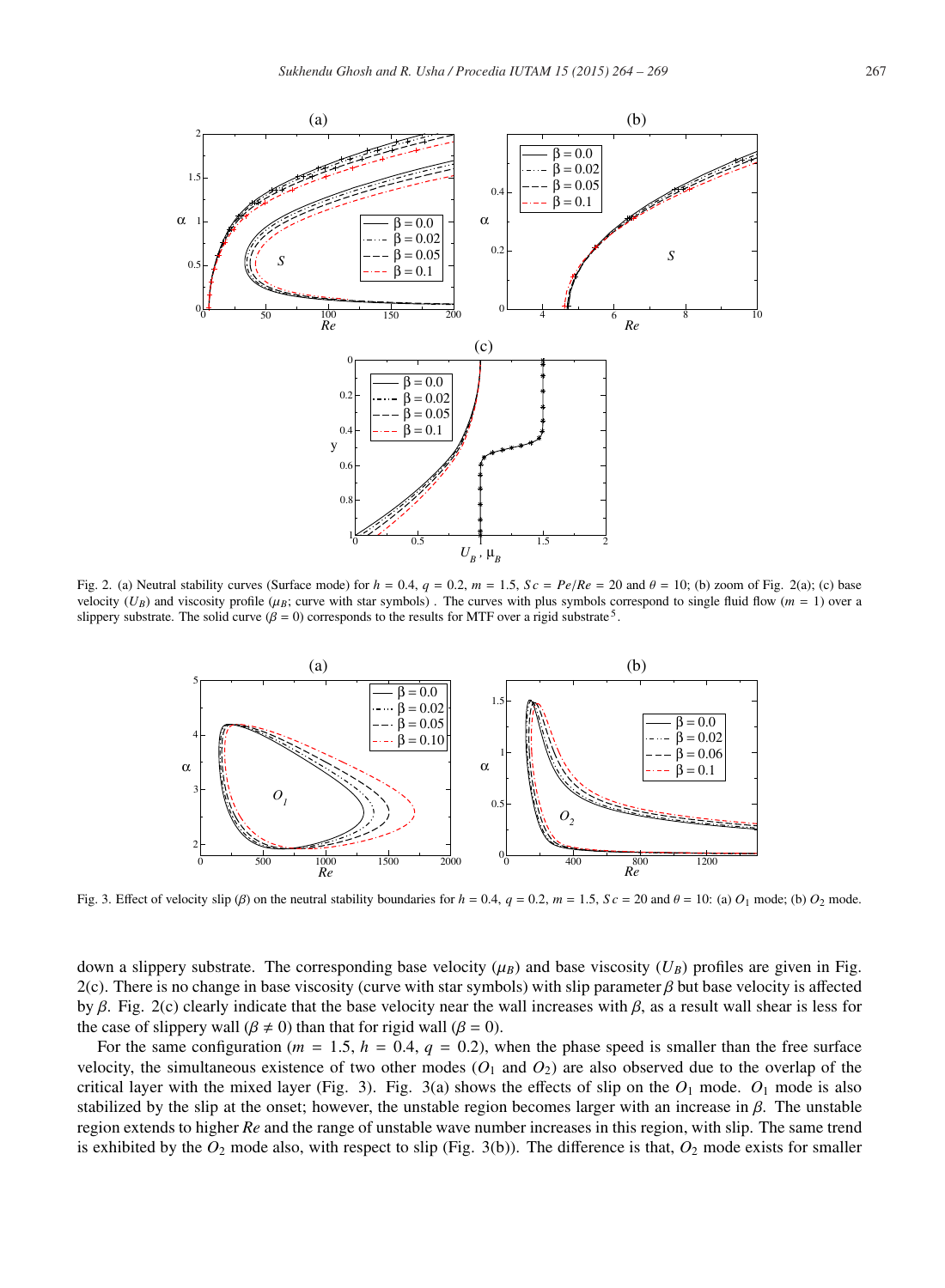Fig. 2. (a) Neutral stability curves (Surface mode) for $h = 0.4$, $q = 0.2$, $m = 1.5$, $Sc = Pe/Re = 20$ and $\theta = 10$; (b) zoom of Fig. 2(a); (c) base velocity ($U_B$) and viscosity profile ($\mu_B$; curve with star symbols) . The curves with plus symbols correspond to single fluid flow ($m = 1$) over a slippery substrate. The solid curve ($\beta = 0$) corresponds to the results for MTF over a rigid substrate [5].

Fig. 3. Effect of velocity slip ($\beta$) on the neutral stability boundaries for $h = 0.4$, $q = 0.2$, $m = 1.5$, $Sc = 20$ and $\theta = 10$: (a) $O_1$ mode; (b) $O_2$ mode.

down a slippery substrate. The corresponding base velocity ($\mu_B$) and base viscosity ($U_B$) profiles are given in Fig. 2(c). There is no change in base viscosity (curve with star symbols) with slip parameter $\beta$ but base velocity is affected by $\beta$. Fig. 2(c) clearly indicate that the base velocity near the wall increases with $\beta$, as a result wall shear is less for the case of slippery wall ($\beta \neq 0$) than that for rigid wall ($\beta = 0$).

For the same configuration ($m = 1.5$, $h = 0.4$, $q = 0.2$), when the phase speed is smaller than the free surface velocity, the simultaneous existence of two other modes ($O_1$ and $O_2$) are also observed due to the overlap of the critical layer with the mixed layer (Fig. 3). Fig. 3(a) shows the effects of slip on the $O_1$ mode. $O_1$ mode is also stabilized by the slip at the onset; however, the unstable region becomes larger with an increase in $\beta$. The unstable region extends to higher $Re$ and the range of unstable wave number increases in this region, with slip. The same trend is exhibited by the $O_2$ mode also, with respect to slip (Fig. 3(b)). The difference is that, $O_2$ mode exists for smaller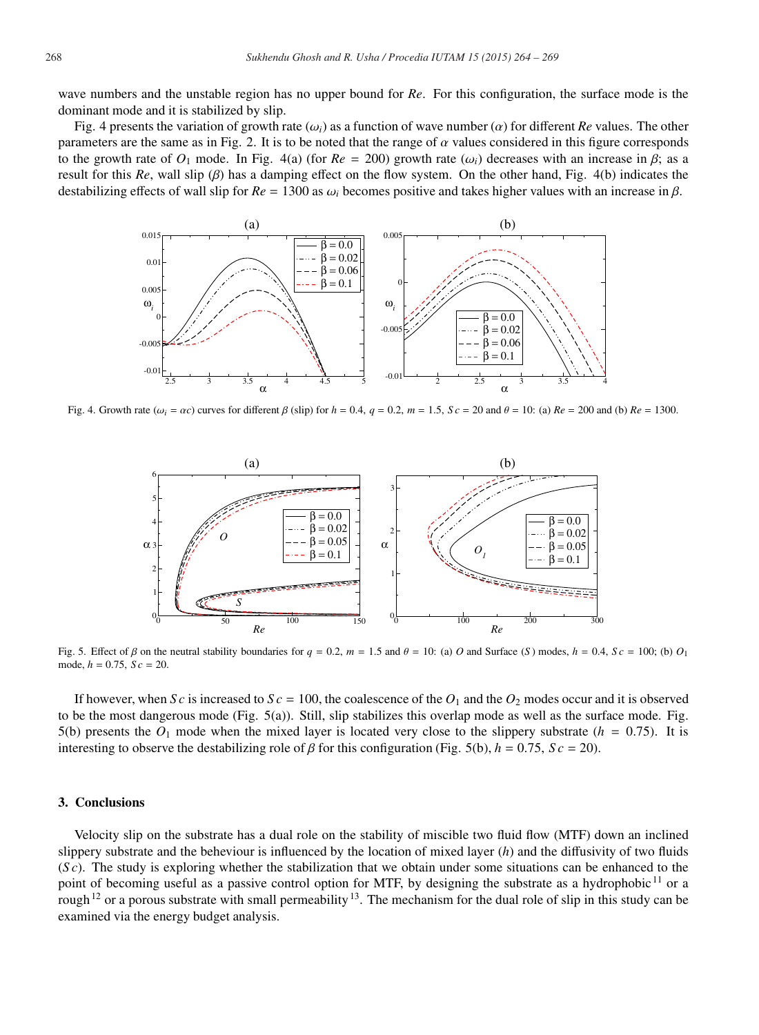wave numbers and the unstable region has no upper bound for $Re$. For this configuration, the surface mode is the dominant mode and it is stabilized by slip.

Fig. 4 presents the variation of growth rate ($\omega_i$) as a function of wave number ($\alpha$) for different $Re$ values. The other parameters are the same as in Fig. 2. It is to be noted that the range of $\alpha$ values considered in this figure corresponds to the growth rate of $O_1$ mode. In Fig. 4(a) (for $Re = 200$) growth rate ($\omega_i$) decreases with an increase in $\beta$; as a result for this $Re$, wall slip ($\beta$) has a damping effect on the flow system. On the other hand, Fig. 4(b) indicates the destabilizing effects of wall slip for $Re = 1300$ as $\omega_i$ becomes positive and takes higher values with an increase in $\beta$.

Fig. 4. Growth rate ($\omega_i = \alpha c$) curves for different $\beta$ (slip) for $h = 0.4$, $q = 0.2$, $m = 1.5$, $Sc = 20$ and $\theta = 10$: (a) $Re = 200$ and (b) $Re = 1300$.

Fig. 5. Effect of $\beta$ on the neutral stability boundaries for $q = 0.2$, $m = 1.5$ and $\theta = 10$: (a) $O$ and Surface ($S$) modes, $h = 0.4$, $Sc = 100$; (b) $O_1$ mode, $h = 0.75$, $Sc = 20$.

If however, when $Sc$ is increased to $Sc = 100$, the coalescence of the $O_1$ and the $O_2$ modes occur and it is observed to be the most dangerous mode (Fig. 5(a)). Still, slip stabilizes this overlap mode as well as the surface mode. Fig. 5(b) presents the $O_1$ mode when the mixed layer is located very close to the slippery substrate ($h = 0.75$). It is interesting to observe the destabilizing role of $\beta$ for this configuration (Fig. 5(b), $h = 0.75$, $Sc = 20$).

## 3. Conclusions

Velocity slip on the substrate has a dual role on the stability of miscible two fluid flow (MTF) down an inclined slippery substrate and the beheviour is influenced by the location of mixed layer ($h$) and the diffusivity of two fluids ($Sc$). The study is exploring whether the stabilization that we obtain under some situations can be enhanced to the point of becoming useful as a passive control option for MTF, by designing the substrate as a hydrophobic[11] or a rough[12] or a porous substrate with small permeability[13]. The mechanism for the dual role of slip in this study can be examined via the energy budget analysis.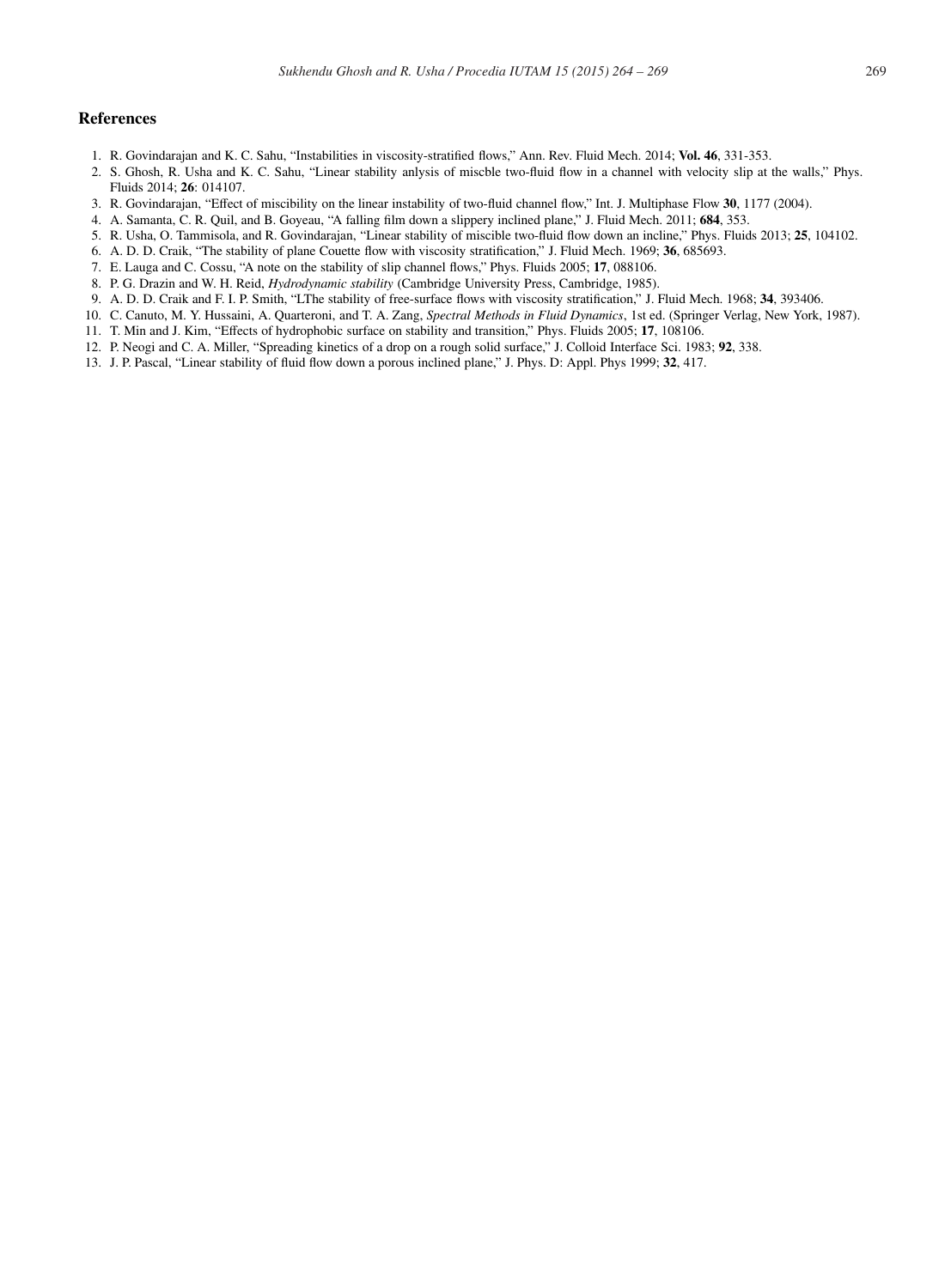## References

1. R. Govindarajan and K. C. Sahu, "Instabilities in viscosity-stratified flows," Ann. Rev. Fluid Mech. 2014; **Vol. 46**, 331-353.
2. S. Ghosh, R. Usha and K. C. Sahu, "Linear stability anlysis of miscble two-fluid flow in a channel with velocity slip at the walls," Phys. Fluids 2014; **26**: 014107.
3. R. Govindarajan, "Effect of miscibility on the linear instability of two-fluid channel flow," Int. J. Multiphase Flow **30**, 1177 (2004).
4. A. Samanta, C. R. Quil, and B. Goyeau, "A falling film down a slippery inclined plane," J. Fluid Mech. 2011; **684**, 353.
5. R. Usha, O. Tammisola, and R. Govindarajan, "Linear stability of miscible two-fluid flow down an incline," Phys. Fluids 2013; **25**, 104102.
6. A. D. D. Craik, "The stability of plane Couette flow with viscosity stratification," J. Fluid Mech. 1969; **36**, 685693.
7. E. Lauga and C. Cossu, "A note on the stability of slip channel flows," Phys. Fluids 2005; **17**, 088106.
8. P. G. Drazin and W. H. Reid, *Hydrodynamic stability* (Cambridge University Press, Cambridge, 1985).
9. A. D. D. Craik and F. I. P. Smith, "LThe stability of free-surface flows with viscosity stratification," J. Fluid Mech. 1968; **34**, 393406.
10. C. Canuto, M. Y. Hussaini, A. Quarteroni, and T. A. Zang, *Spectral Methods in Fluid Dynamics*, 1st ed. (Springer Verlag, New York, 1987).
11. T. Min and J. Kim, "Effects of hydrophobic surface on stability and transition," Phys. Fluids 2005; **17**, 108106.
12. P. Neogi and C. A. Miller, "Spreading kinetics of a drop on a rough solid surface," J. Colloid Interface Sci. 1983; **92**, 338.
13. J. P. Pascal, "Linear stability of fluid flow down a porous inclined plane," J. Phys. D: Appl. Phys 1999; **32**, 417.